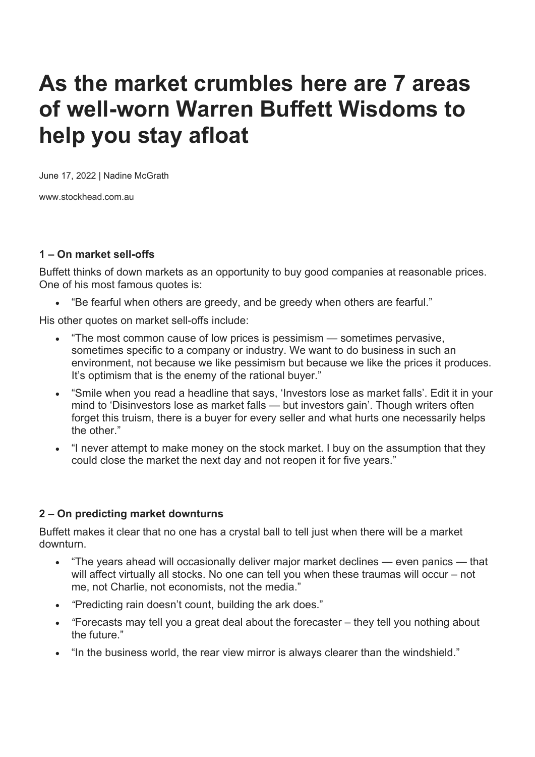# As the market crumbles here are 7 areas of well-worn Warren Buffett Wisdoms to help you stay afloat

June 17, 2022 | Nadine McGrath

www.stockhead.com.au

**1 – On market sell-offs**

Buffett thinks of down markets as an opportunity to buy good companies at reasonable prices. One of his most famous quotes is:

- "Be fearful when others are greedy, and be greedy when others are fearful."

His other quotes on market sell-offs include:

- "The most common cause of low prices is pessimism — sometimes pervasive, sometimes specific to a company or industry. We want to do business in such an environment, not because we like pessimism but because we like the prices it produces. It's optimism that is the enemy of the rational buyer."
- "Smile when you read a headline that says, 'Investors lose as market falls'. Edit it in your mind to 'Disinvestors lose as market falls — but investors gain'. Though writers often forget this truism, there is a buyer for every seller and what hurts one necessarily helps the other."
- "I never attempt to make money on the stock market. I buy on the assumption that they could close the market the next day and not reopen it for five years."

**2 – On predicting market downturns**

Buffett makes it clear that no one has a crystal ball to tell just when there will be a market downturn.

- "The years ahead will occasionally deliver major market declines — even panics — that will affect virtually all stocks. No one can tell you when these traumas will occur – not me, not Charlie, not economists, not the media."
- "Predicting rain doesn't count, building the ark does."
- "Forecasts may tell you a great deal about the forecaster – they tell you nothing about the future."
- "In the business world, the rear view mirror is always clearer than the windshield."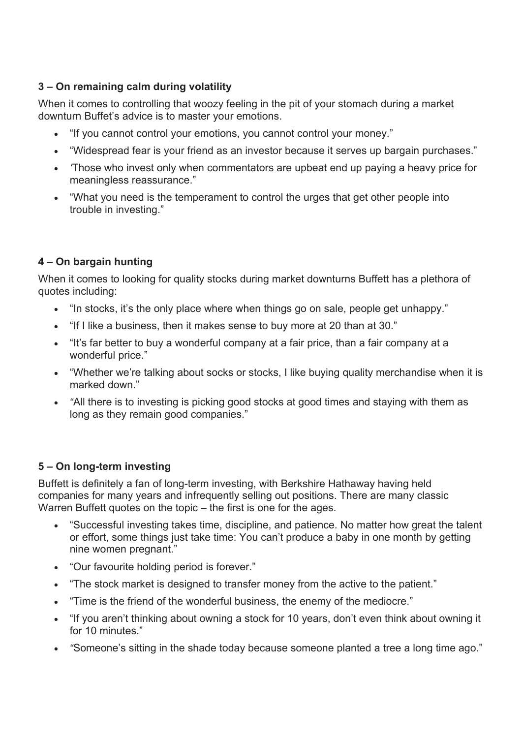**3 – On remaining calm during volatility**

When it comes to controlling that woozy feeling in the pit of your stomach during a market downturn Buffet's advice is to master your emotions.

- "If you cannot control your emotions, you cannot control your money."
- "Widespread fear is your friend as an investor because it serves up bargain purchases."
- 'Those who invest only when commentators are upbeat end up paying a heavy price for meaningless reassurance."
- "What you need is the temperament to control the urges that get other people into trouble in investing."

**4 – On bargain hunting**

When it comes to looking for quality stocks during market downturns Buffett has a plethora of quotes including:

- "In stocks, it's the only place where when things go on sale, people get unhappy."
- "If I like a business, then it makes sense to buy more at 20 than at 30."
- "It's far better to buy a wonderful company at a fair price, than a fair company at a wonderful price."
- "Whether we're talking about socks or stocks, I like buying quality merchandise when it is marked down."
- "All there is to investing is picking good stocks at good times and staying with them as long as they remain good companies."

**5 – On long-term investing**

Buffett is definitely a fan of long-term investing, with Berkshire Hathaway having held companies for many years and infrequently selling out positions. There are many classic Warren Buffett quotes on the topic – the first is one for the ages.

- "Successful investing takes time, discipline, and patience. No matter how great the talent or effort, some things just take time: You can't produce a baby in one month by getting nine women pregnant."
- "Our favourite holding period is forever."
- "The stock market is designed to transfer money from the active to the patient."
- "Time is the friend of the wonderful business, the enemy of the mediocre."
- "If you aren't thinking about owning a stock for 10 years, don't even think about owning it for 10 minutes."
- "Someone's sitting in the shade today because someone planted a tree a long time ago."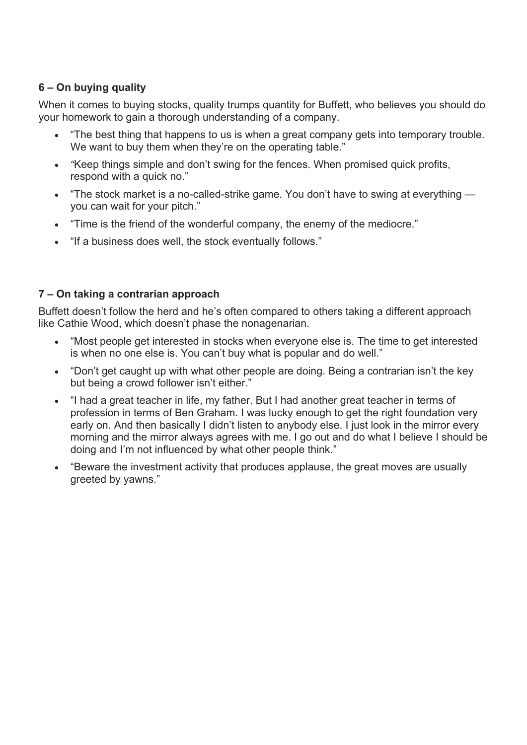**6 – On buying quality**

When it comes to buying stocks, quality trumps quantity for Buffett, who believes you should do your homework to gain a thorough understanding of a company.

- "The best thing that happens to us is when a great company gets into temporary trouble. We want to buy them when they're on the operating table."
- *"*Keep things simple and don't swing for the fences. When promised quick profits, respond with a quick no."
- "The stock market is a no-called-strike game. You don't have to swing at everything — you can wait for your pitch."
- "Time is the friend of the wonderful company, the enemy of the mediocre."
- "If a business does well, the stock eventually follows."

**7 – On taking a contrarian approach**

Buffett doesn't follow the herd and he's often compared to others taking a different approach like Cathie Wood, which doesn't phase the nonagenarian.

- "Most people get interested in stocks when everyone else is. The time to get interested is when no one else is. You can't buy what is popular and do well."
- "Don't get caught up with what other people are doing. Being a contrarian isn't the key but being a crowd follower isn't either."
- "I had a great teacher in life, my father. But I had another great teacher in terms of profession in terms of Ben Graham. I was lucky enough to get the right foundation very early on. And then basically I didn't listen to anybody else. I just look in the mirror every morning and the mirror always agrees with me. I go out and do what I believe I should be doing and I'm not influenced by what other people think."
- "Beware the investment activity that produces applause, the great moves are usually greeted by yawns."